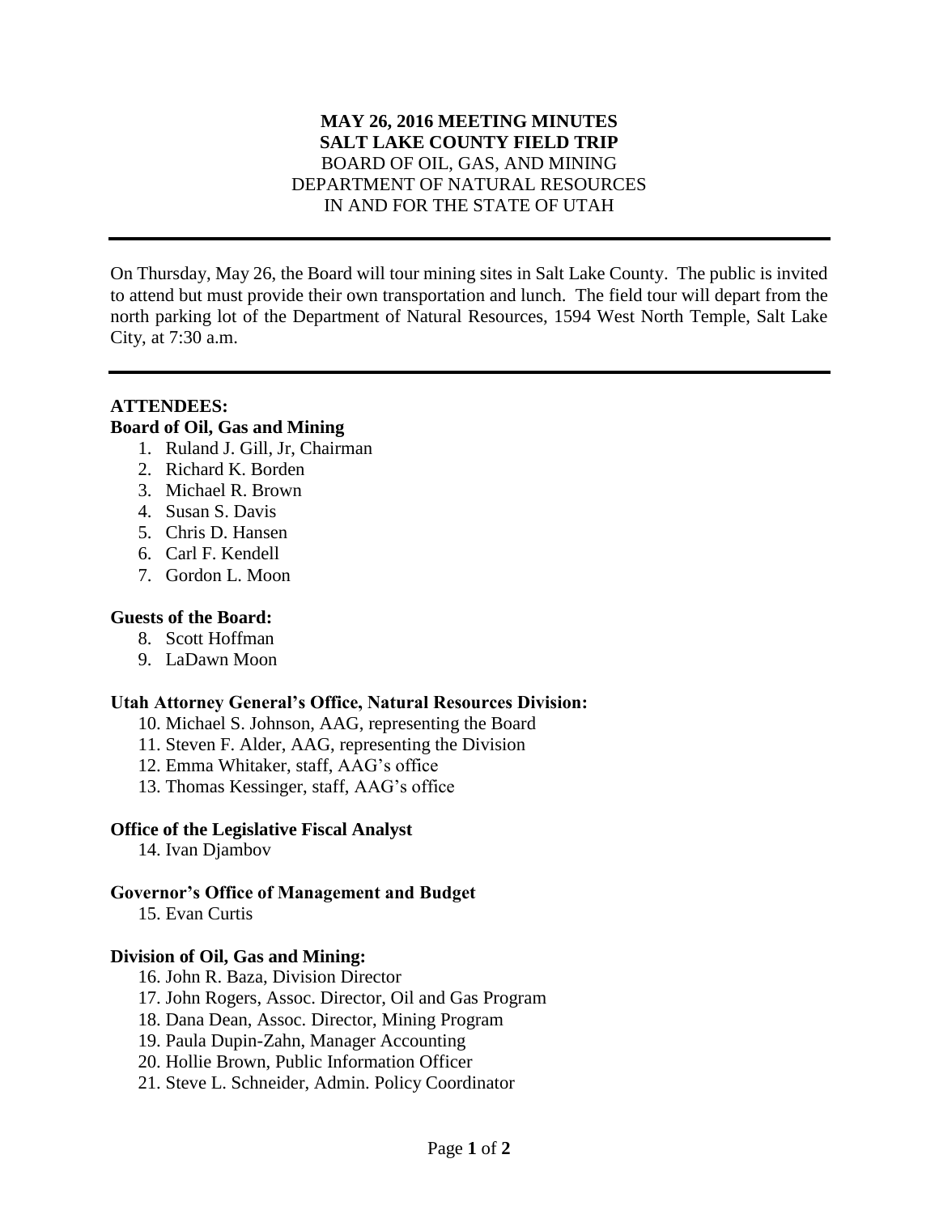**MAY 26, 2016 MEETING MINUTES**
**SALT LAKE COUNTY FIELD TRIP**
BOARD OF OIL, GAS, AND MINING
DEPARTMENT OF NATURAL RESOURCES
IN AND FOR THE STATE OF UTAH

---

On Thursday, May 26, the Board will tour mining sites in Salt Lake County. The public is invited to attend but must provide their own transportation and lunch. The field tour will depart from the north parking lot of the Department of Natural Resources, 1594 West North Temple, Salt Lake City, at 7:30 a.m.

---

**ATTENDEES:**

**Board of Oil, Gas and Mining**

1. Ruland J. Gill, Jr, Chairman
2. Richard K. Borden
3. Michael R. Brown
4. Susan S. Davis
5. Chris D. Hansen
6. Carl F. Kendell
7. Gordon L. Moon

**Guests of the Board:**

8. Scott Hoffman
9. LaDawn Moon

**Utah Attorney General's Office, Natural Resources Division:**

10. Michael S. Johnson, AAG, representing the Board
11. Steven F. Alder, AAG, representing the Division
12. Emma Whitaker, staff, AAG's office
13. Thomas Kessinger, staff, AAG's office

**Office of the Legislative Fiscal Analyst**

14. Ivan Djambov

**Governor's Office of Management and Budget**

15. Evan Curtis

**Division of Oil, Gas and Mining:**

16. John R. Baza, Division Director
17. John Rogers, Assoc. Director, Oil and Gas Program
18. Dana Dean, Assoc. Director, Mining Program
19. Paula Dupin-Zahn, Manager Accounting
20. Hollie Brown, Public Information Officer
21. Steve L. Schneider, Admin. Policy Coordinator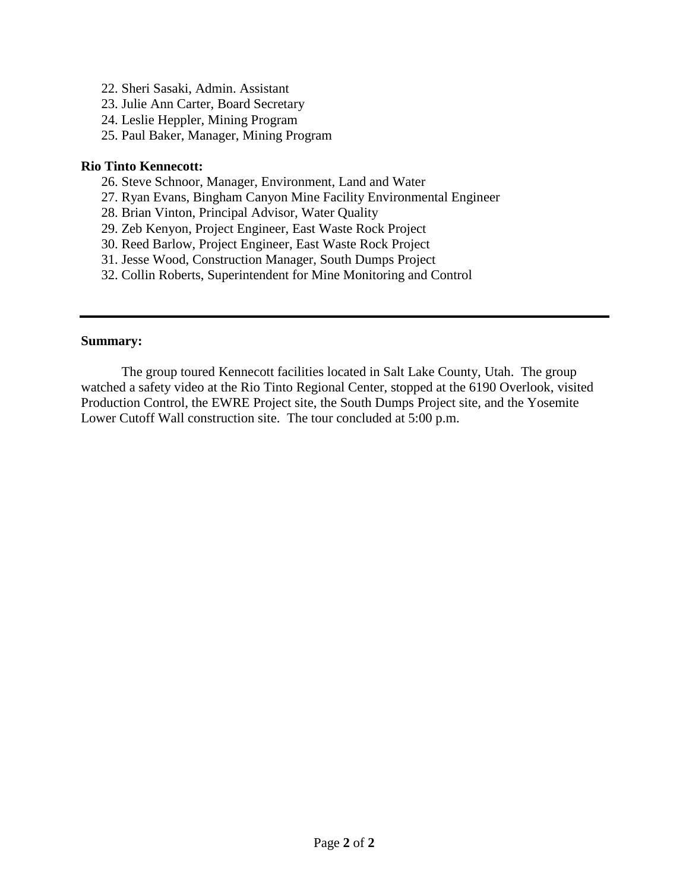22. Sheri Sasaki, Admin. Assistant
23. Julie Ann Carter, Board Secretary
24. Leslie Heppler, Mining Program
25. Paul Baker, Manager, Mining Program

**Rio Tinto Kennecott:**

26. Steve Schnoor, Manager, Environment, Land and Water
27. Ryan Evans, Bingham Canyon Mine Facility Environmental Engineer
28. Brian Vinton, Principal Advisor, Water Quality
29. Zeb Kenyon, Project Engineer, East Waste Rock Project
30. Reed Barlow, Project Engineer, East Waste Rock Project
31. Jesse Wood, Construction Manager, South Dumps Project
32. Collin Roberts, Superintendent for Mine Monitoring and Control

---

**Summary:**

The group toured Kennecott facilities located in Salt Lake County, Utah. The group watched a safety video at the Rio Tinto Regional Center, stopped at the 6190 Overlook, visited Production Control, the EWRE Project site, the South Dumps Project site, and the Yosemite Lower Cutoff Wall construction site. The tour concluded at 5:00 p.m.